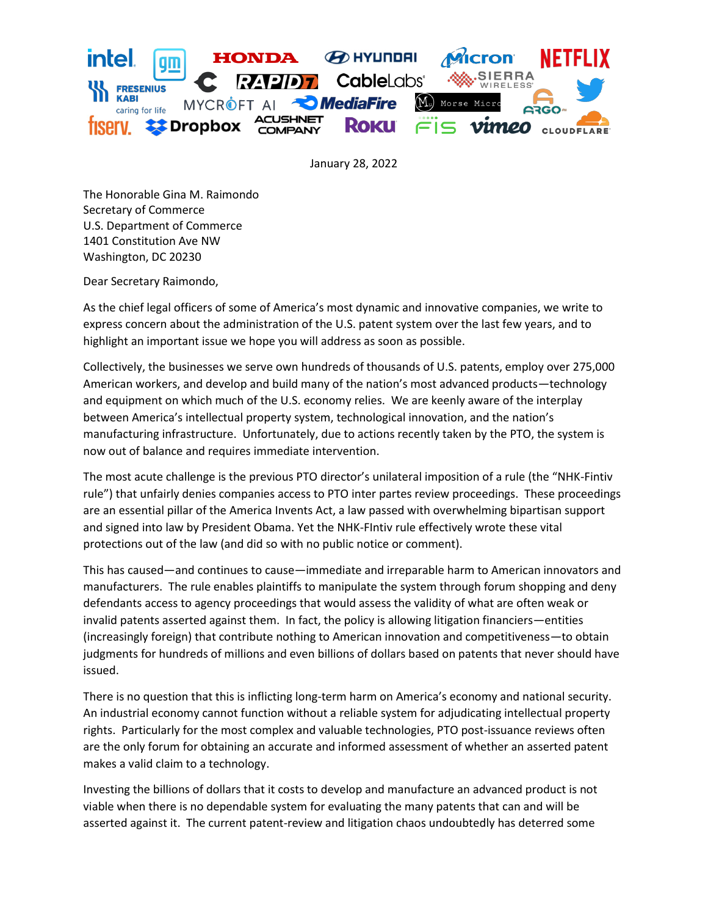intel. gm HONDA HYUNDAI Micron NETFLIX FRESENIUS KABI caring for life RAPID7 CableLabs SIERRA WIRELESS MYCROFT AI MediaFire Morse Micro ARGO Twitter fiserv. Dropbox ACUSHNET COMPANY Roku FIS vimeo CLOUDFLARE

January 28, 2022

The Honorable Gina M. Raimondo
Secretary of Commerce
U.S. Department of Commerce
1401 Constitution Ave NW
Washington, DC 20230

Dear Secretary Raimondo,

As the chief legal officers of some of America's most dynamic and innovative companies, we write to express concern about the administration of the U.S. patent system over the last few years, and to highlight an important issue we hope you will address as soon as possible.

Collectively, the businesses we serve own hundreds of thousands of U.S. patents, employ over 275,000 American workers, and develop and build many of the nation's most advanced products—technology and equipment on which much of the U.S. economy relies. We are keenly aware of the interplay between America's intellectual property system, technological innovation, and the nation's manufacturing infrastructure. Unfortunately, due to actions recently taken by the PTO, the system is now out of balance and requires immediate intervention.

The most acute challenge is the previous PTO director's unilateral imposition of a rule (the "NHK-Fintiv rule") that unfairly denies companies access to PTO inter partes review proceedings. These proceedings are an essential pillar of the America Invents Act, a law passed with overwhelming bipartisan support and signed into law by President Obama. Yet the NHK-FIntiv rule effectively wrote these vital protections out of the law (and did so with no public notice or comment).

This has caused—and continues to cause—immediate and irreparable harm to American innovators and manufacturers. The rule enables plaintiffs to manipulate the system through forum shopping and deny defendants access to agency proceedings that would assess the validity of what are often weak or invalid patents asserted against them. In fact, the policy is allowing litigation financiers—entities (increasingly foreign) that contribute nothing to American innovation and competitiveness—to obtain judgments for hundreds of millions and even billions of dollars based on patents that never should have issued.

There is no question that this is inflicting long-term harm on America's economy and national security. An industrial economy cannot function without a reliable system for adjudicating intellectual property rights. Particularly for the most complex and valuable technologies, PTO post-issuance reviews often are the only forum for obtaining an accurate and informed assessment of whether an asserted patent makes a valid claim to a technology.

Investing the billions of dollars that it costs to develop and manufacture an advanced product is not viable when there is no dependable system for evaluating the many patents that can and will be asserted against it. The current patent-review and litigation chaos undoubtedly has deterred some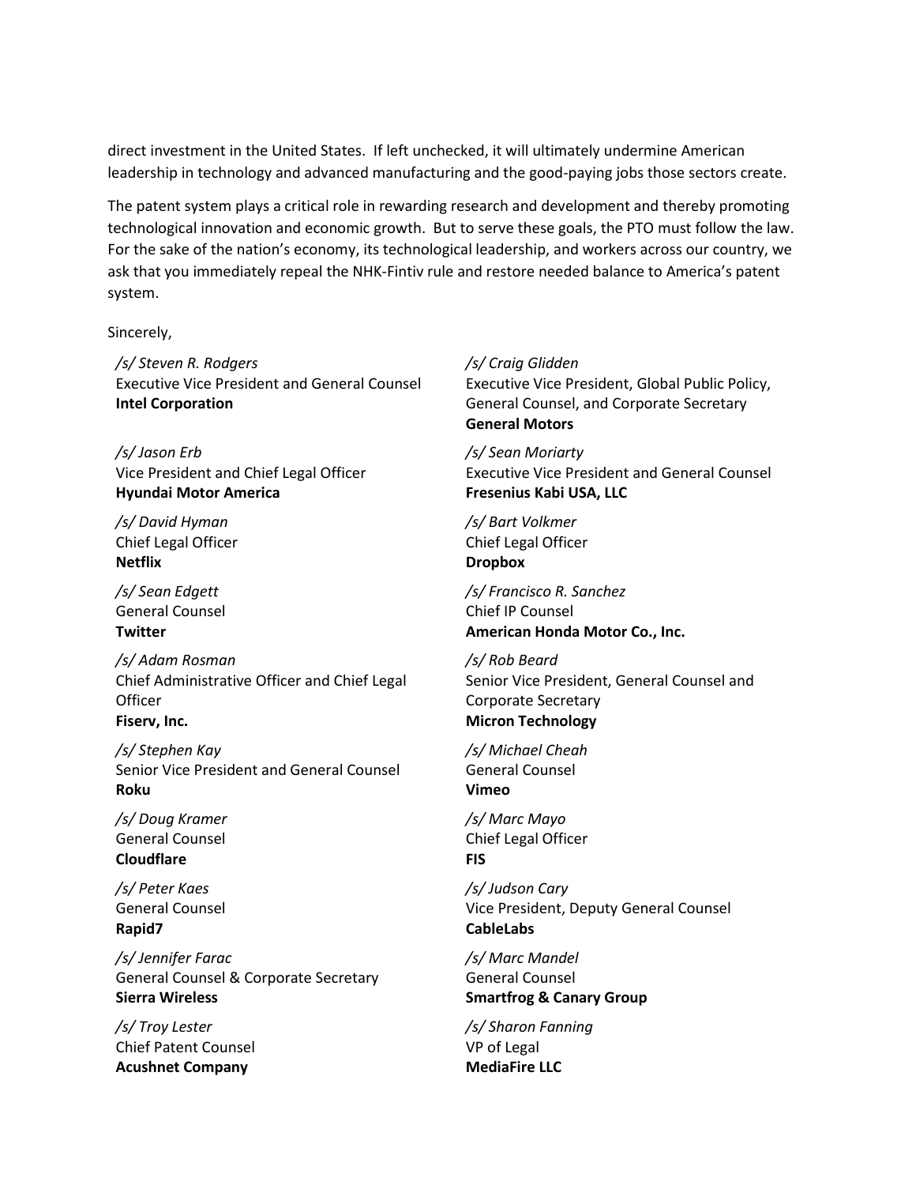direct investment in the United States. If left unchecked, it will ultimately undermine American leadership in technology and advanced manufacturing and the good-paying jobs those sectors create.

The patent system plays a critical role in rewarding research and development and thereby promoting technological innovation and economic growth. But to serve these goals, the PTO must follow the law. For the sake of the nation's economy, its technological leadership, and workers across our country, we ask that you immediately repeal the NHK-Fintiv rule and restore needed balance to America's patent system.

Sincerely,

*/s/ Steven R. Rodgers*
Executive Vice President and General Counsel
**Intel Corporation**

*/s/ Craig Glidden*
Executive Vice President, Global Public Policy, General Counsel, and Corporate Secretary
**General Motors**

*/s/ Jason Erb*
Vice President and Chief Legal Officer
**Hyundai Motor America**

*/s/ Sean Moriarty*
Executive Vice President and General Counsel
**Fresenius Kabi USA, LLC**

*/s/ David Hyman*
Chief Legal Officer
**Netflix**

*/s/ Bart Volkmer*
Chief Legal Officer
**Dropbox**

*/s/ Sean Edgett*
General Counsel
**Twitter**

*/s/ Francisco R. Sanchez*
Chief IP Counsel
**American Honda Motor Co., Inc.**

*/s/ Adam Rosman*
Chief Administrative Officer and Chief Legal Officer
**Fiserv, Inc.**

*/s/ Rob Beard*
Senior Vice President, General Counsel and Corporate Secretary
**Micron Technology**

*/s/ Stephen Kay*
Senior Vice President and General Counsel
**Roku**

*/s/ Michael Cheah*
General Counsel
**Vimeo**

*/s/ Doug Kramer*
General Counsel
**Cloudflare**

*/s/ Marc Mayo*
Chief Legal Officer
**FIS**

*/s/ Peter Kaes*
General Counsel
**Rapid7**

*/s/ Judson Cary*
Vice President, Deputy General Counsel
**CableLabs**

*/s/ Jennifer Farac*
General Counsel & Corporate Secretary
**Sierra Wireless**

*/s/ Marc Mandel*
General Counsel
**Smartfrog & Canary Group**

*/s/ Troy Lester*
Chief Patent Counsel
**Acushnet Company**

*/s/ Sharon Fanning*
VP of Legal
**MediaFire LLC**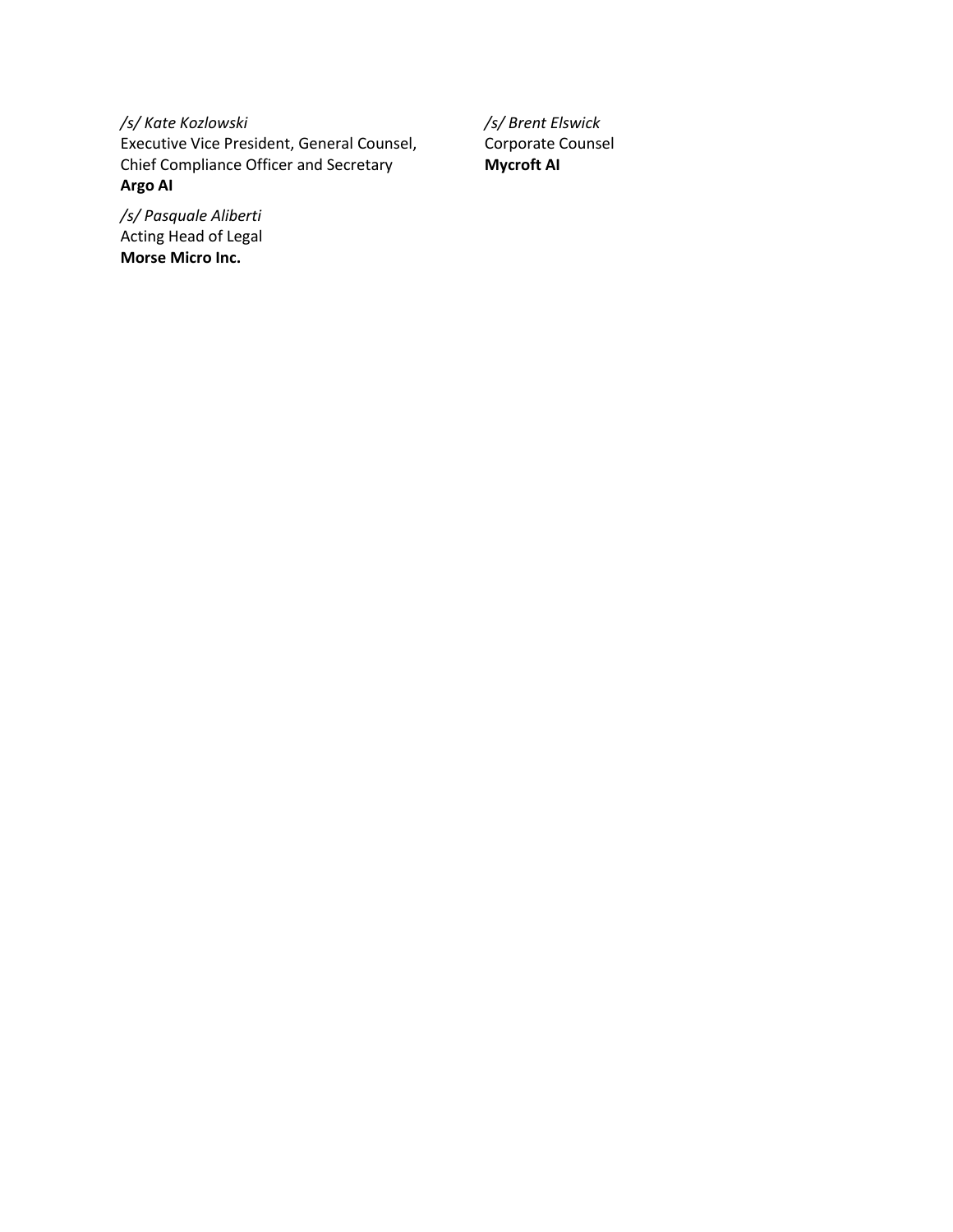*/s/ Kate Kozlowski*
Executive Vice President, General Counsel,
Chief Compliance Officer and Secretary
**Argo AI**

*/s/ Brent Elswick*
Corporate Counsel
**Mycroft AI**

*/s/ Pasquale Aliberti*
Acting Head of Legal
**Morse Micro Inc.**